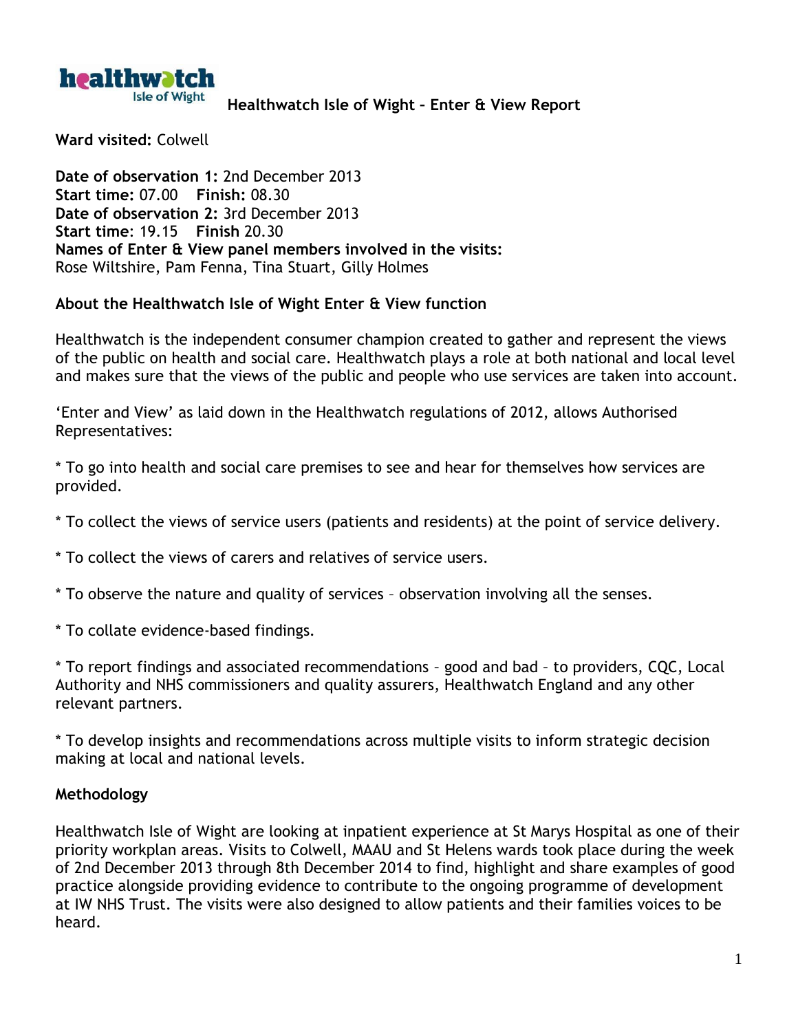healthwatch Isle of Wight

# Healthwatch Isle of Wight – Enter & View Report

**Ward visited:** Colwell

**Date of observation 1:** 2nd December 2013
**Start time:** 07.00 **Finish:** 08.30
**Date of observation 2:** 3rd December 2013
**Start time**: 19.15 **Finish** 20.30
**Names of Enter & View panel members involved in the visits:**
Rose Wiltshire, Pam Fenna, Tina Stuart, Gilly Holmes

## About the Healthwatch Isle of Wight Enter & View function

Healthwatch is the independent consumer champion created to gather and represent the views of the public on health and social care. Healthwatch plays a role at both national and local level and makes sure that the views of the public and people who use services are taken into account.

'Enter and View' as laid down in the Healthwatch regulations of 2012, allows Authorised Representatives:

* To go into health and social care premises to see and hear for themselves how services are provided.

* To collect the views of service users (patients and residents) at the point of service delivery.

* To collect the views of carers and relatives of service users.

* To observe the nature and quality of services – observation involving all the senses.

* To collate evidence-based findings.

* To report findings and associated recommendations – good and bad – to providers, CQC, Local Authority and NHS commissioners and quality assurers, Healthwatch England and any other relevant partners.

* To develop insights and recommendations across multiple visits to inform strategic decision making at local and national levels.

## Methodology

Healthwatch Isle of Wight are looking at inpatient experience at St Marys Hospital as one of their priority workplan areas. Visits to Colwell, MAAU and St Helens wards took place during the week of 2nd December 2013 through 8th December 2014 to find, highlight and share examples of good practice alongside providing evidence to contribute to the ongoing programme of development at IW NHS Trust. The visits were also designed to allow patients and their families voices to be heard.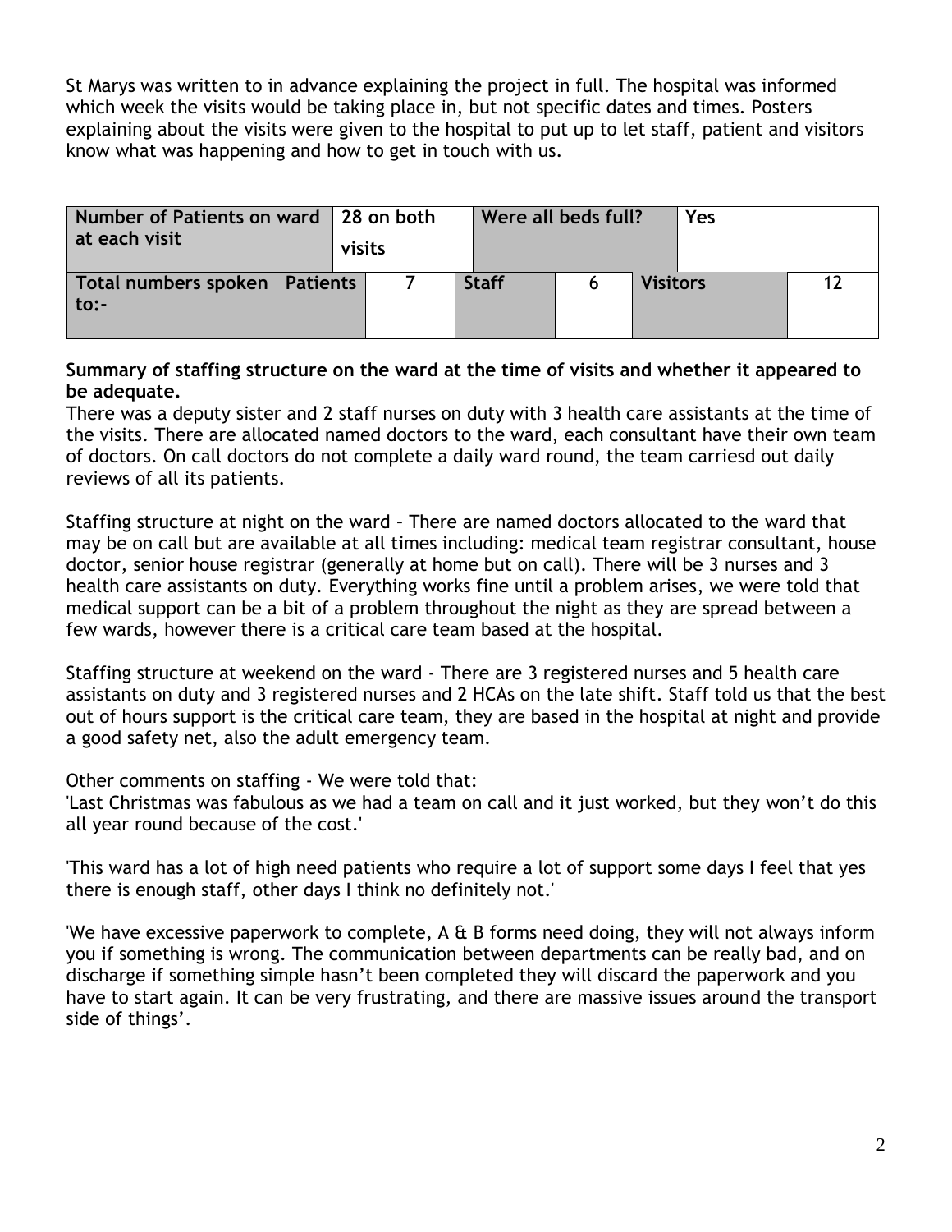St Marys was written to in advance explaining the project in full. The hospital was informed which week the visits would be taking place in, but not specific dates and times. Posters explaining about the visits were given to the hospital to put up to let staff, patient and visitors know what was happening and how to get in touch with us.

| | | | | | | |
|---|---|---|---|---|---|---|
| **Number of Patients on ward at each visit** | | **28 on both visits** | **Were all beds full?** | | **Yes** | |
| **Total numbers spoken to:-** | **Patients** | 7 | **Staff** | 6 | **Visitors** | 12 |

**Summary of staffing structure on the ward at the time of visits and whether it appeared to be adequate.**

There was a deputy sister and 2 staff nurses on duty with 3 health care assistants at the time of the visits. There are allocated named doctors to the ward, each consultant have their own team of doctors. On call doctors do not complete a daily ward round, the team carriesd out daily reviews of all its patients.

Staffing structure at night on the ward – There are named doctors allocated to the ward that may be on call but are available at all times including: medical team registrar consultant, house doctor, senior house registrar (generally at home but on call). There will be 3 nurses and 3 health care assistants on duty. Everything works fine until a problem arises, we were told that medical support can be a bit of a problem throughout the night as they are spread between a few wards, however there is a critical care team based at the hospital.

Staffing structure at weekend on the ward - There are 3 registered nurses and 5 health care assistants on duty and 3 registered nurses and 2 HCAs on the late shift. Staff told us that the best out of hours support is the critical care team, they are based in the hospital at night and provide a good safety net, also the adult emergency team.

Other comments on staffing - We were told that:
'Last Christmas was fabulous as we had a team on call and it just worked, but they won't do this all year round because of the cost.'

'This ward has a lot of high need patients who require a lot of support some days I feel that yes there is enough staff, other days I think no definitely not.'

'We have excessive paperwork to complete, A & B forms need doing, they will not always inform you if something is wrong. The communication between departments can be really bad, and on discharge if something simple hasn't been completed they will discard the paperwork and you have to start again. It can be very frustrating, and there are massive issues around the transport side of things'.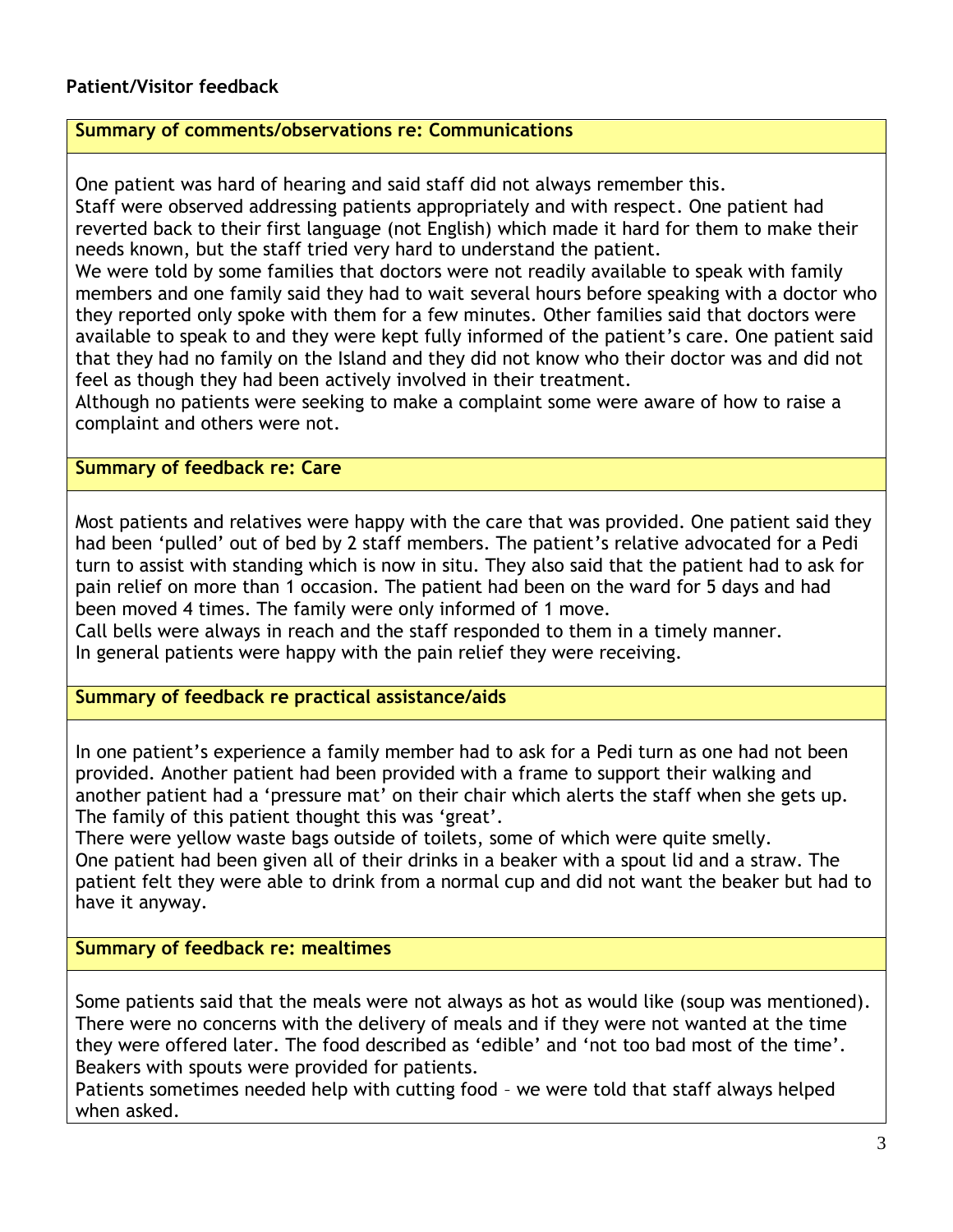**Patient/Visitor feedback**

| **Summary of comments/observations re: Communications** |
|---|
| One patient was hard of hearing and said staff did not always remember this. Staff were observed addressing patients appropriately and with respect. One patient had reverted back to their first language (not English) which made it hard for them to make their needs known, but the staff tried very hard to understand the patient. We were told by some families that doctors were not readily available to speak with family members and one family said they had to wait several hours before speaking with a doctor who they reported only spoke with them for a few minutes. Other families said that doctors were available to speak to and they were kept fully informed of the patient's care. One patient said that they had no family on the Island and they did not know who their doctor was and did not feel as though they had been actively involved in their treatment. Although no patients were seeking to make a complaint some were aware of how to raise a complaint and others were not. |

| **Summary of feedback re: Care** |
|---|
| Most patients and relatives were happy with the care that was provided. One patient said they had been 'pulled' out of bed by 2 staff members. The patient's relative advocated for a Pedi turn to assist with standing which is now in situ. They also said that the patient had to ask for pain relief on more than 1 occasion. The patient had been on the ward for 5 days and had been moved 4 times. The family were only informed of 1 move. Call bells were always in reach and the staff responded to them in a timely manner. In general patients were happy with the pain relief they were receiving. |

| **Summary of feedback re practical assistance/aids** |
|---|
| In one patient's experience a family member had to ask for a Pedi turn as one had not been provided. Another patient had been provided with a frame to support their walking and another patient had a 'pressure mat' on their chair which alerts the staff when she gets up. The family of this patient thought this was 'great'. There were yellow waste bags outside of toilets, some of which were quite smelly. One patient had been given all of their drinks in a beaker with a spout lid and a straw. The patient felt they were able to drink from a normal cup and did not want the beaker but had to have it anyway. |

| **Summary of feedback re: mealtimes** |
|---|
| Some patients said that the meals were not always as hot as would like (soup was mentioned). There were no concerns with the delivery of meals and if they were not wanted at the time they were offered later. The food described as 'edible' and 'not too bad most of the time'. Beakers with spouts were provided for patients. Patients sometimes needed help with cutting food – we were told that staff always helped when asked. |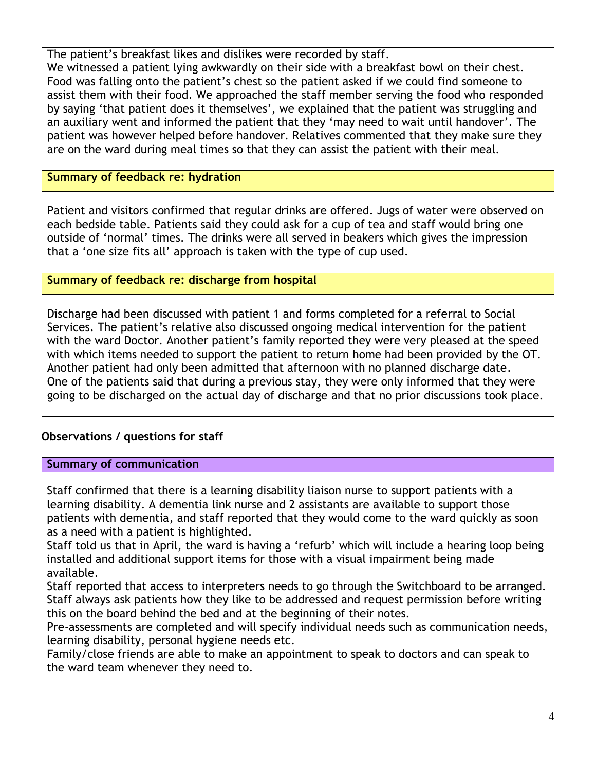The patient's breakfast likes and dislikes were recorded by staff.
We witnessed a patient lying awkwardly on their side with a breakfast bowl on their chest. Food was falling onto the patient's chest so the patient asked if we could find someone to assist them with their food. We approached the staff member serving the food who responded by saying 'that patient does it themselves', we explained that the patient was struggling and an auxiliary went and informed the patient that they 'may need to wait until handover'. The patient was however helped before handover. Relatives commented that they make sure they are on the ward during meal times so that they can assist the patient with their meal.

**Summary of feedback re: hydration**

Patient and visitors confirmed that regular drinks are offered. Jugs of water were observed on each bedside table. Patients said they could ask for a cup of tea and staff would bring one outside of 'normal' times. The drinks were all served in beakers which gives the impression that a 'one size fits all' approach is taken with the type of cup used.

**Summary of feedback re: discharge from hospital**

Discharge had been discussed with patient 1 and forms completed for a referral to Social Services. The patient's relative also discussed ongoing medical intervention for the patient with the ward Doctor. Another patient's family reported they were very pleased at the speed with which items needed to support the patient to return home had been provided by the OT. Another patient had only been admitted that afternoon with no planned discharge date.
One of the patients said that during a previous stay, they were only informed that they were going to be discharged on the actual day of discharge and that no prior discussions took place.

## Observations / questions for staff

**Summary of communication**

Staff confirmed that there is a learning disability liaison nurse to support patients with a learning disability. A dementia link nurse and 2 assistants are available to support those patients with dementia, and staff reported that they would come to the ward quickly as soon as a need with a patient is highlighted.
Staff told us that in April, the ward is having a 'refurb' which will include a hearing loop being installed and additional support items for those with a visual impairment being made available.
Staff reported that access to interpreters needs to go through the Switchboard to be arranged.
Staff always ask patients how they like to be addressed and request permission before writing this on the board behind the bed and at the beginning of their notes.
Pre-assessments are completed and will specify individual needs such as communication needs, learning disability, personal hygiene needs etc.
Family/close friends are able to make an appointment to speak to doctors and can speak to the ward team whenever they need to.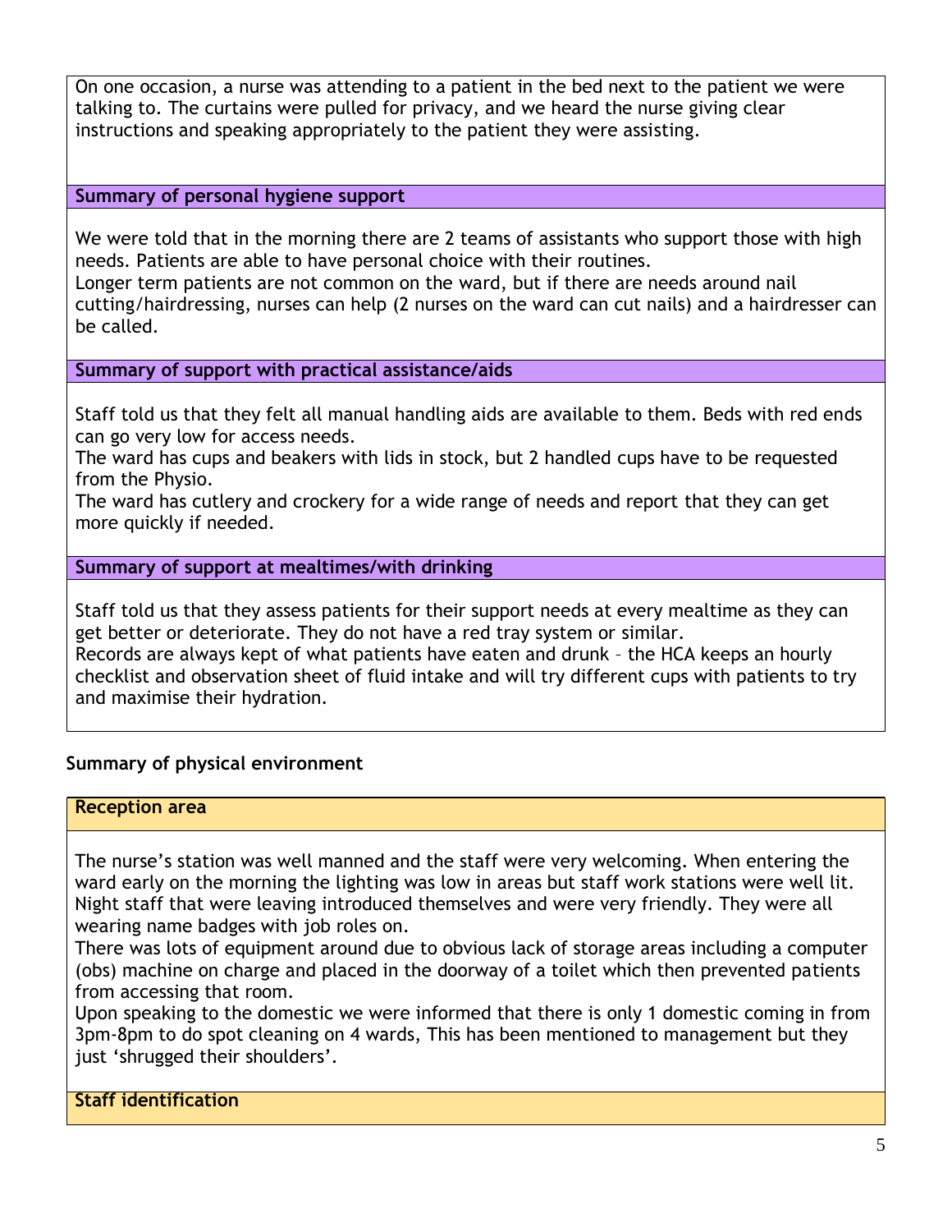On one occasion, a nurse was attending to a patient in the bed next to the patient we were talking to. The curtains were pulled for privacy, and we heard the nurse giving clear instructions and speaking appropriately to the patient they were assisting.

**Summary of personal hygiene support**

We were told that in the morning there are 2 teams of assistants who support those with high needs. Patients are able to have personal choice with their routines.
Longer term patients are not common on the ward, but if there are needs around nail cutting/hairdressing, nurses can help (2 nurses on the ward can cut nails) and a hairdresser can be called.

**Summary of support with practical assistance/aids**

Staff told us that they felt all manual handling aids are available to them. Beds with red ends can go very low for access needs.
The ward has cups and beakers with lids in stock, but 2 handled cups have to be requested from the Physio.
The ward has cutlery and crockery for a wide range of needs and report that they can get more quickly if needed.

**Summary of support at mealtimes/with drinking**

Staff told us that they assess patients for their support needs at every mealtime as they can get better or deteriorate. They do not have a red tray system or similar.
Records are always kept of what patients have eaten and drunk – the HCA keeps an hourly checklist and observation sheet of fluid intake and will try different cups with patients to try and maximise their hydration.

## Summary of physical environment

**Reception area**

The nurse's station was well manned and the staff were very welcoming. When entering the ward early on the morning the lighting was low in areas but staff work stations were well lit. Night staff that were leaving introduced themselves and were very friendly. They were all wearing name badges with job roles on.
There was lots of equipment around due to obvious lack of storage areas including a computer (obs) machine on charge and placed in the doorway of a toilet which then prevented patients from accessing that room.
Upon speaking to the domestic we were informed that there is only 1 domestic coming in from 3pm-8pm to do spot cleaning on 4 wards, This has been mentioned to management but they just 'shrugged their shoulders'.

**Staff identification**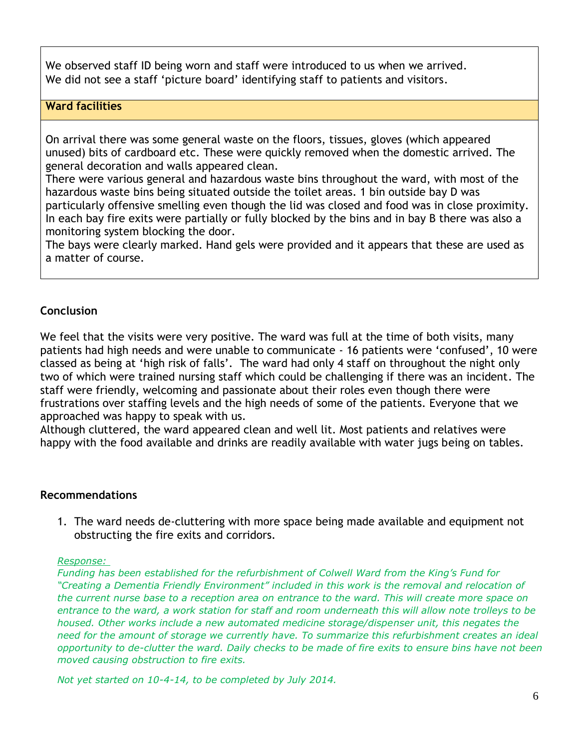We observed staff ID being worn and staff were introduced to us when we arrived.
We did not see a staff 'picture board' identifying staff to patients and visitors.

**Ward facilities**

On arrival there was some general waste on the floors, tissues, gloves (which appeared unused) bits of cardboard etc. These were quickly removed when the domestic arrived. The general decoration and walls appeared clean.
There were various general and hazardous waste bins throughout the ward, with most of the hazardous waste bins being situated outside the toilet areas. 1 bin outside bay D was particularly offensive smelling even though the lid was closed and food was in close proximity.
In each bay fire exits were partially or fully blocked by the bins and in bay B there was also a monitoring system blocking the door.
The bays were clearly marked. Hand gels were provided and it appears that these are used as a matter of course.

### Conclusion

We feel that the visits were very positive. The ward was full at the time of both visits, many patients had high needs and were unable to communicate - 16 patients were 'confused', 10 were classed as being at 'high risk of falls'. The ward had only 4 staff on throughout the night only two of which were trained nursing staff which could be challenging if there was an incident. The staff were friendly, welcoming and passionate about their roles even though there were frustrations over staffing levels and the high needs of some of the patients. Everyone that we approached was happy to speak with us.
Although cluttered, the ward appeared clean and well lit. Most patients and relatives were happy with the food available and drinks are readily available with water jugs being on tables.

### Recommendations

1. The ward needs de-cluttering with more space being made available and equipment not obstructing the fire exits and corridors.

*Response:*
*Funding has been established for the refurbishment of Colwell Ward from the King's Fund for "Creating a Dementia Friendly Environment" included in this work is the removal and relocation of the current nurse base to a reception area on entrance to the ward. This will create more space on entrance to the ward, a work station for staff and room underneath this will allow note trolleys to be housed. Other works include a new automated medicine storage/dispenser unit, this negates the need for the amount of storage we currently have. To summarize this refurbishment creates an ideal opportunity to de-clutter the ward. Daily checks to be made of fire exits to ensure bins have not been moved causing obstruction to fire exits.*

*Not yet started on 10-4-14, to be completed by July 2014.*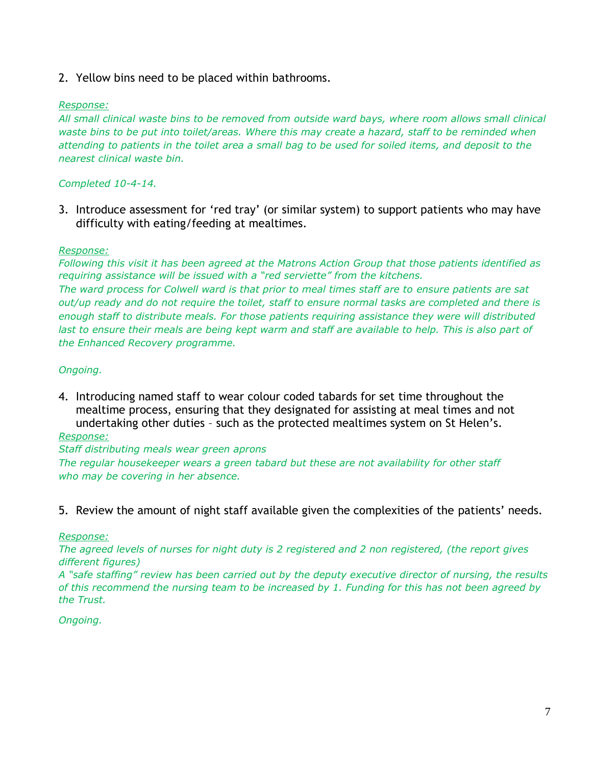2. Yellow bins need to be placed within bathrooms.

*<u>Response:</u>*
*All small clinical waste bins to be removed from outside ward bays, where room allows small clinical waste bins to be put into toilet/areas. Where this may create a hazard, staff to be reminded when attending to patients in the toilet area a small bag to be used for soiled items, and deposit to the nearest clinical waste bin.*

*Completed 10-4-14.*

3. Introduce assessment for 'red tray' (or similar system) to support patients who may have difficulty with eating/feeding at mealtimes.

*<u>Response:</u>*
*Following this visit it has been agreed at the Matrons Action Group that those patients identified as requiring assistance will be issued with a "red serviette" from the kitchens.*
*The ward process for Colwell ward is that prior to meal times staff are to ensure patients are sat out/up ready and do not require the toilet, staff to ensure normal tasks are completed and there is enough staff to distribute meals. For those patients requiring assistance they were will distributed last to ensure their meals are being kept warm and staff are available to help. This is also part of the Enhanced Recovery programme.*

*Ongoing.*

4. Introducing named staff to wear colour coded tabards for set time throughout the mealtime process, ensuring that they designated for assisting at meal times and not undertaking other duties – such as the protected mealtimes system on St Helen's.

*<u>Response:</u>*
*Staff distributing meals wear green aprons*
*The regular housekeeper wears a green tabard but these are not availability for other staff who may be covering in her absence.*

5. Review the amount of night staff available given the complexities of the patients' needs.

*<u>Response:</u>*
*The agreed levels of nurses for night duty is 2 registered and 2 non registered, (the report gives different figures)*
*A "safe staffing" review has been carried out by the deputy executive director of nursing, the results of this recommend the nursing team to be increased by 1. Funding for this has not been agreed by the Trust.*

*Ongoing.*